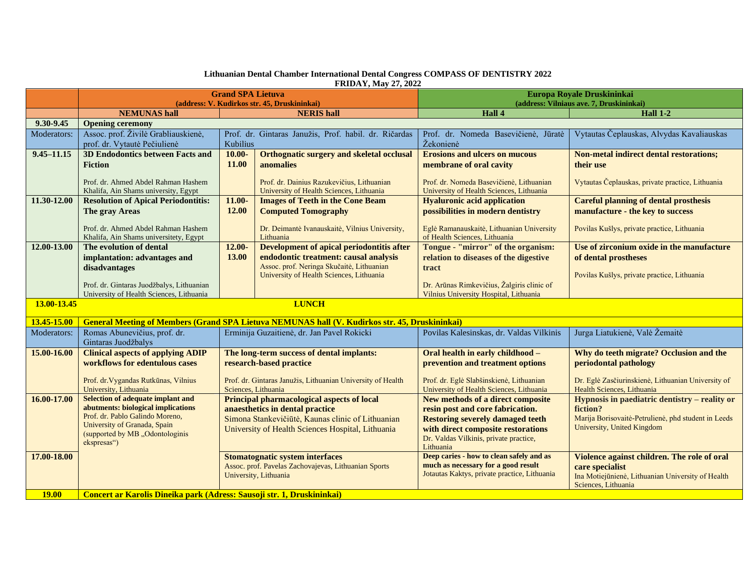**Lithuanian Dental Chamber International Dental Congress COMPASS OF DENTISTRY 2022**
**FRIDAY, May 27, 2022**

| | Grand SPA Lietuva (address: V. Kudirkos str. 45, Druskininkai) | | | Europa Royale Druskininkai (address: Vilniaus ave. 7, Druskininkai) | |
|---|---|---|---|---|---|
| | **NEMUNAS hall** | **NERIS hall** | | **Hall 4** | **Hall 1-2** |
| **9.30-9.45** | **Opening ceremony** | | | | |
| Moderators: | Assoc. prof. Živilė Grabliauskienė, prof. dr. Vytautė Pečiulienė | Prof. dr. Gintaras Janužis, Prof. habil. dr. Ričardas Kubilius | | Prof. dr. Nomeda Basevičienė, Jūratė Žekonienė | Vytautas Čeplauskas, Alvydas Kavaliauskas |
| **9.45–11.15** | **3D Endodontics between Facts and Fiction**<br>Prof. dr. Ahmed Abdel Rahman Hashem Khalifa, Ain Shams university, Egypt | **10.00-11.00** | **Orthognatic surgery and skeletal occlusal anomalies**<br>Prof. dr. Dainius Razukevičius, Lithuanian University of Health Sciences, Lithuania | **Erosions and ulcers on mucous membrane of oral cavity**<br>Prof. dr. Nomeda Basevičienė, Lithuanian University of Health Sciences, Lithuania | **Non-metal indirect dental restorations; their use**<br>Vytautas Čeplauskas, private practice, Lithuania |
| **11.30-12.00** | **Resolution of Apical Periodontitis: The gray Areas**<br>Prof. dr. Ahmed Abdel Rahman Hashem Khalifa, Ain Shams universitety, Egypt | **11.00-12.00** | **Images of Teeth in the Cone Beam Computed Tomography**<br>Dr. Deimantė Ivanauskaitė, Vilnius University, Lithuania | **Hyaluronic acid application possibilities in modern dentistry**<br>Eglė Ramanauskaitė, Lithuanian University of Health Sciences, Lithuania | **Careful planning of dental prosthesis manufacture - the key to success**<br>Povilas Kušlys, private practice, Lithuania |
| **12.00-13.00** | **The evolution of dental implantation: advantages and disadvantages**<br>Prof. dr. Gintaras Juodžbalys, Lithuanian University of Health Sciences, Lithuania | **12.00-13.00** | **Development of apical periodontitis after endodontic treatment: causal analysis**<br>Assoc. prof. Neringa Skučaitė, Lithuanian University of Health Sciences, Lithuania | **Tongue - "mirror" of the organism: relation to diseases of the digestive tract**<br>Dr. Arūnas Rimkevičius, Žalgiris clinic of Vilnius University Hospital, Lithuania | **Use of zirconium oxide in the manufacture of dental prostheses**<br>Povilas Kušlys, private practice, Lithuania |
| **13.00-13.45** | **LUNCH** | | | | |
| **13.45-15.00** | **General Meeting of Members (Grand SPA Lietuva NEMUNAS hall (V. Kudirkos str. 45, Druskininkai)** | | | | |
| Moderators: | Romas Abunevičius, prof. dr. Gintaras Juodžbalys | Erminija Guzaitienė, dr. Jan Pavel Rokicki | | Povilas Kalesinskas, dr. Valdas Vilkinis | Jurga Liatukienė, Valė Žemaitė |
| **15.00-16.00** | **Clinical aspects of applying ADIP workflows for edentulous cases**<br>Prof. dr.Vygandas Rutkūnas, Vilnius University, Lithuania | **The long-term success of dental implants: research-based practice**<br>Prof. dr. Gintaras Janužis, Lithuanian University of Health Sciences, Lithuania | | **Oral health in early childhood – prevention and treatment options**<br>Prof. dr. Eglė Slabšinskienė, Lithuanian University of Health Sciences, Lithuania | **Why do teeth migrate? Occlusion and the periodontal pathology**<br>Dr. Eglė Zasčiurinskienė, Lithuanian University of Health Sciences, Lithuania |
| **16.00-17.00** | **Selection of adequate implant and abutments: biological implications**<br>Prof. dr. Pablo Galindo Moreno, University of Granada, Spain (supported by MB „Odontologinis ekspresas") | **Principal pharmacological aspects of local anaesthetics in dental practice**<br>Simona Stankevičiūtė, Kaunas clinic of Lithuanian University of Health Sciences Hospital, Lithuania | | **New methods of a direct composite resin post and core fabrication. Restoring severely damaged teeth with direct composite restorations**<br>Dr. Valdas Vilkinis, private practice, Lithuania | **Hypnosis in paediatric dentistry – reality or fiction?**<br>Marija Borisovaitė-Petrulienė, phd student in Leeds University, United Kingdom |
| **17.00-18.00** | | **Stomatognatic system interfaces**<br>Assoc. prof. Pavelas Zachovajevas, Lithuanian Sports University, Lithuania | | **Deep caries - how to clean safely and as much as necessary for a good result**<br>Jotautas Kaktys, private practice, Lithuania | **Violence against children. The role of oral care specialist**<br>Ina Motiejūnienė, Lithuanian University of Health Sciences, Lithuania |
| **19.00** | **Concert ar Karolis Dineika park (Adress: Sausoji str. 1, Druskininkai)** | | | | |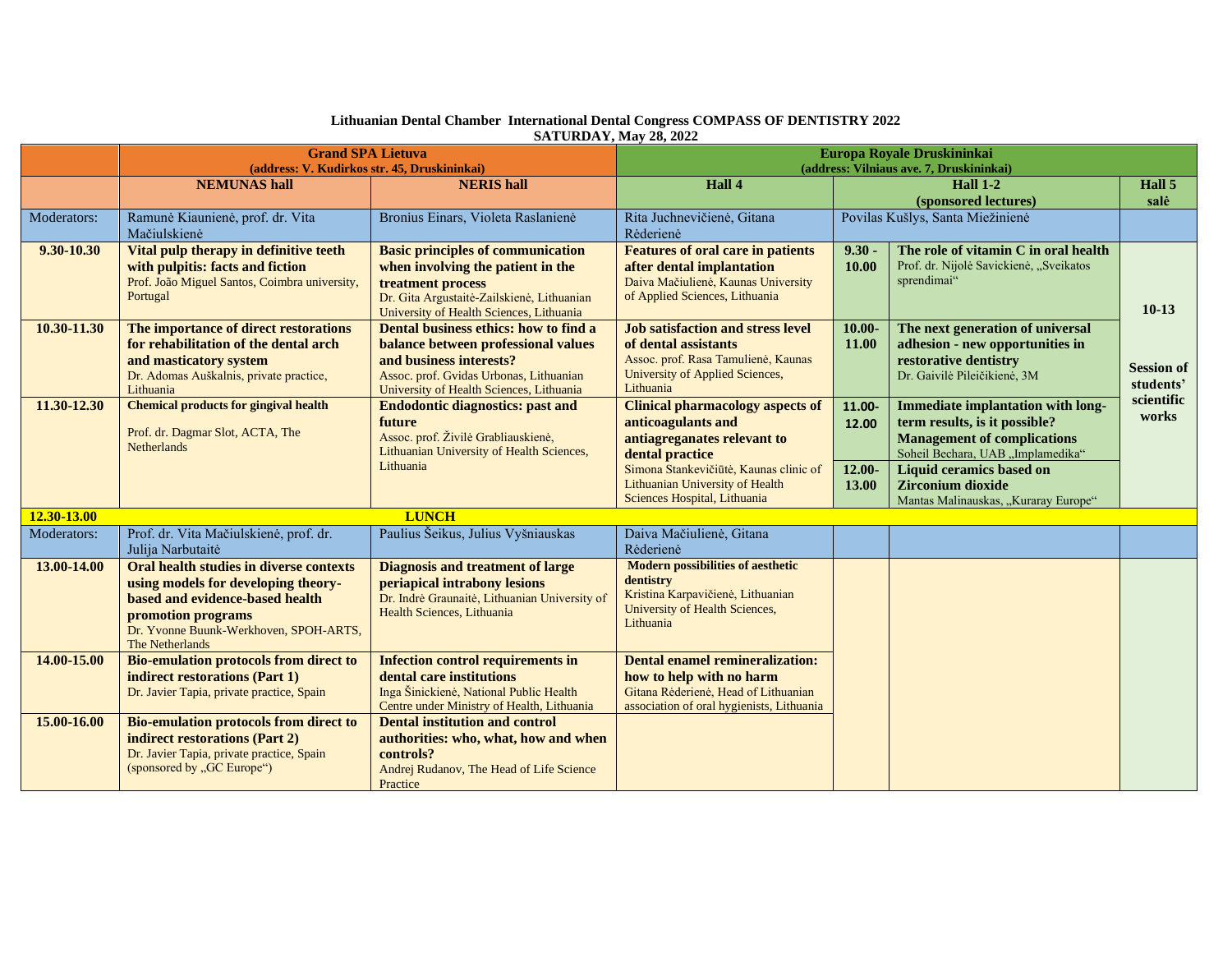**Lithuanian Dental Chamber International Dental Congress COMPASS OF DENTISTRY 2022**
**SATURDAY, May 28, 2022**

| | Grand SPA Lietuva (address: V. Kudirkos str. 45, Druskininkai) | | Europa Royale Druskininkai (address: Vilniaus ave. 7, Druskininkai) | | | |
|---|---|---|---|---|---|---|
| | **NEMUNAS hall** | **NERIS hall** | **Hall 4** | **Hall 1-2 (sponsored lectures)** | | **Hall 5 salė** |
| Moderators: | Ramunė Kiaunienė, prof. dr. Vita Mačiulskienė | Bronius Einars, Violeta Raslanienė | Rita Juchnevičienė, Gitana Rėderienė | Povilas Kušlys, Santa Miežinienė | | |
| **9.30-10.30** | **Vital pulp therapy in definitive teeth with pulpitis: facts and fiction** Prof. João Miguel Santos, Coimbra university, Portugal | **Basic principles of communication when involving the patient in the treatment process** Dr. Gita Argustaitė-Zailskienė, Lithuanian University of Health Sciences, Lithuania | **Features of oral care in patients after dental implantation** Daiva Mačiulienė, Kaunas University of Applied Sciences, Lithuania | **9.30 - 10.00** | **The role of vitamin C in oral health** Prof. dr. Nijolė Savickienė, „Sveikatos sprendimai" | **10-13** **Session of students' scientific works** |
| **10.30-11.30** | **The importance of direct restorations for rehabilitation of the dental arch and masticatory system** Dr. Adomas Auškalnis, private practice, Lithuania | **Dental business ethics: how to find a balance between professional values and business interests?** Assoc. prof. Gvidas Urbonas, Lithuanian University of Health Sciences, Lithuania | **Job satisfaction and stress level of dental assistants** Assoc. prof. Rasa Tamulienė, Kaunas University of Applied Sciences, Lithuania | **10.00-11.00** | **The next generation of universal adhesion - new opportunities in restorative dentistry** Dr. Gaivilė Pileičikienė, 3M | |
| **11.30-12.30** | **Chemical products for gingival health** Prof. dr. Dagmar Slot, ACTA, The Netherlands | **Endodontic diagnostics: past and future** Assoc. prof. Živilė Grabliauskienė, Lithuanian University of Health Sciences, Lithuania | **Clinical pharmacology aspects of anticoagulants and antiagreganates relevant to dental practice** Simona Stankevičiūtė, Kaunas clinic of Lithuanian University of Health Sciences Hospital, Lithuania | **11.00-12.00** | **Immediate implantation with long-term results, is it possible? Management of complications** Soheil Bechara, UAB „Implamedika" | |
| | | | | **12.00-13.00** | **Liquid ceramics based on Zirconium dioxide** Mantas Malinauskas, „Kuraray Europe" | |
| **12.30-13.00** | **LUNCH** | | | | | |
| Moderators: | Prof. dr. Vita Mačiulskienė, prof. dr. Julija Narbutaitė | Paulius Šeikus, Julius Vyšniauskas | Daiva Mačiulienė, Gitana Rėderienė | | | |
| **13.00-14.00** | **Oral health studies in diverse contexts using models for developing theory-based and evidence-based health promotion programs** Dr. Yvonne Buunk-Werkhoven, SPOH-ARTS, The Netherlands | **Diagnosis and treatment of large periapical intrabony lesions** Dr. Indrė Graunaitė, Lithuanian University of Health Sciences, Lithuania | **Modern possibilities of aesthetic dentistry** Kristina Karpavičienė, Lithuanian University of Health Sciences, Lithuania | | | |
| **14.00-15.00** | **Bio-emulation protocols from direct to indirect restorations (Part 1)** Dr. Javier Tapia, private practice, Spain | **Infection control requirements in dental care institutions** Inga Šinickienė, National Public Health Centre under Ministry of Health, Lithuania | **Dental enamel remineralization: how to help with no harm** Gitana Rėderienė, Head of Lithuanian association of oral hygienists, Lithuania | | | |
| **15.00-16.00** | **Bio-emulation protocols from direct to indirect restorations (Part 2)** Dr. Javier Tapia, private practice, Spain (sponsored by „GC Europe") | **Dental institution and control authorities: who, what, how and when controls?** Andrej Rudanov, The Head of Life Science Practice | | | | |